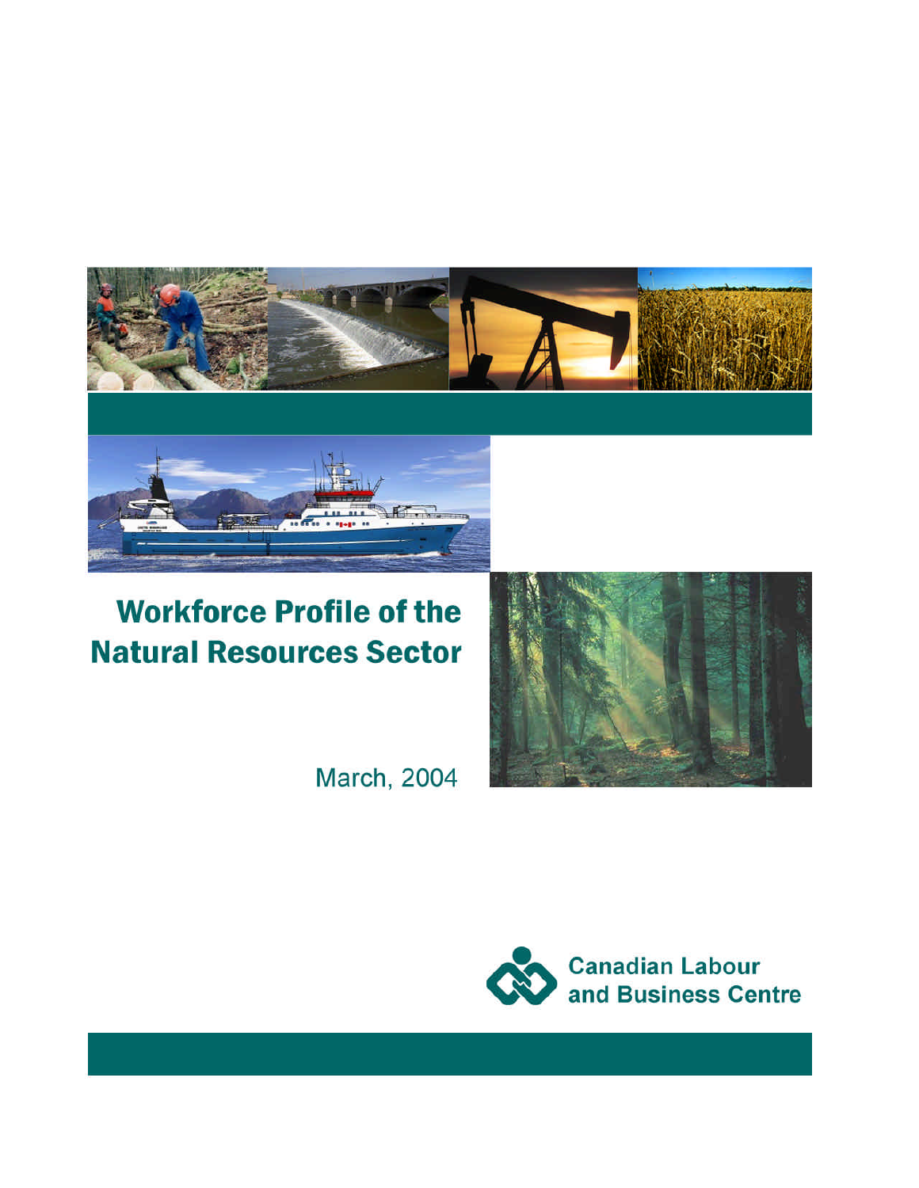# Workforce Profile of the Natural Resources Sector

March, 2004

Canadian Labour and Business Centre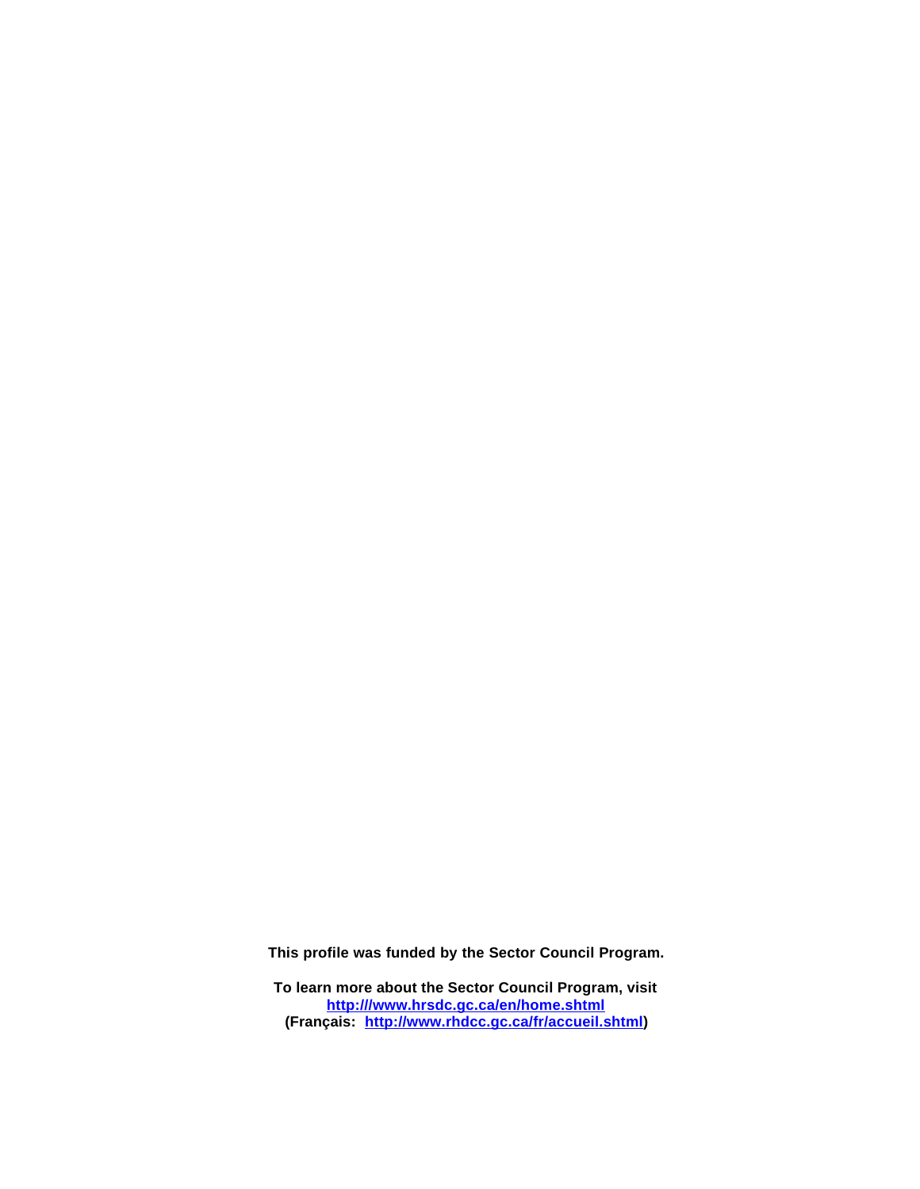**This profile was funded by the Sector Council Program.**

**To learn more about the Sector Council Program, visit**
**[http:///www.hrsdc.gc.ca/en/home.shtml](http:///www.hrsdc.gc.ca/en/home.shtml)**
**(Français: [http://www.rhdcc.gc.ca/fr/accueil.shtml](http://www.rhdcc.gc.ca/fr/accueil.shtml))**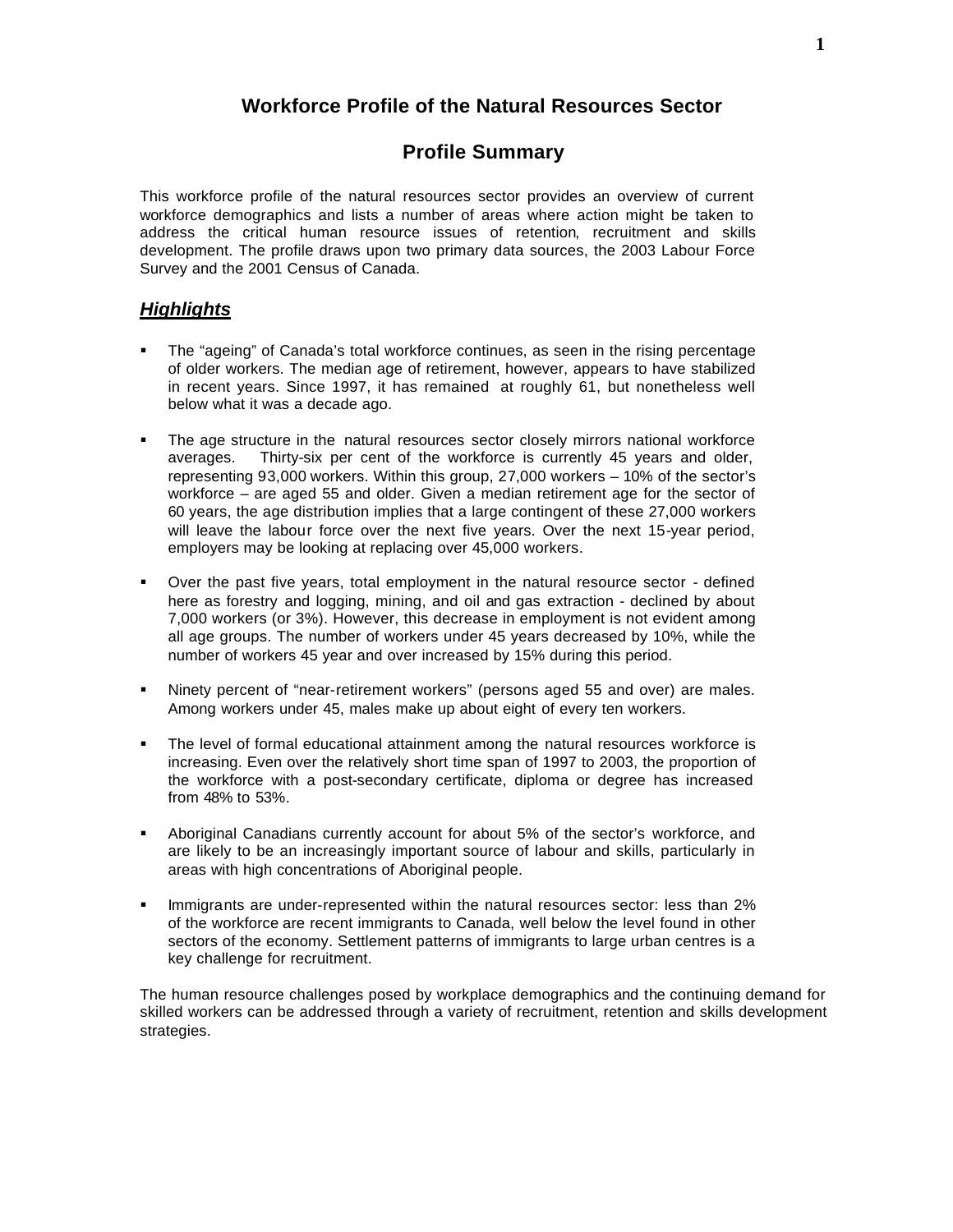# Workforce Profile of the Natural Resources Sector

## Profile Summary

This workforce profile of the natural resources sector provides an overview of current workforce demographics and lists a number of areas where action might be taken to address the critical human resource issues of retention, recruitment and skills development. The profile draws upon two primary data sources, the 2003 Labour Force Survey and the 2001 Census of Canada.

### ***Highlights***

- The "ageing" of Canada's total workforce continues, as seen in the rising percentage of older workers. The median age of retirement, however, appears to have stabilized in recent years. Since 1997, it has remained at roughly 61, but nonetheless well below what it was a decade ago.

- The age structure in the natural resources sector closely mirrors national workforce averages. Thirty-six per cent of the workforce is currently 45 years and older, representing 93,000 workers. Within this group, 27,000 workers – 10% of the sector's workforce – are aged 55 and older. Given a median retirement age for the sector of 60 years, the age distribution implies that a large contingent of these 27,000 workers will leave the labour force over the next five years. Over the next 15-year period, employers may be looking at replacing over 45,000 workers.

- Over the past five years, total employment in the natural resource sector - defined here as forestry and logging, mining, and oil and gas extraction - declined by about 7,000 workers (or 3%). However, this decrease in employment is not evident among all age groups. The number of workers under 45 years decreased by 10%, while the number of workers 45 year and over increased by 15% during this period.

- Ninety percent of "near-retirement workers" (persons aged 55 and over) are males. Among workers under 45, males make up about eight of every ten workers.

- The level of formal educational attainment among the natural resources workforce is increasing. Even over the relatively short time span of 1997 to 2003, the proportion of the workforce with a post-secondary certificate, diploma or degree has increased from 48% to 53%.

- Aboriginal Canadians currently account for about 5% of the sector's workforce, and are likely to be an increasingly important source of labour and skills, particularly in areas with high concentrations of Aboriginal people.

- Immigrants are under-represented within the natural resources sector: less than 2% of the workforce are recent immigrants to Canada, well below the level found in other sectors of the economy. Settlement patterns of immigrants to large urban centres is a key challenge for recruitment.

The human resource challenges posed by workplace demographics and the continuing demand for skilled workers can be addressed through a variety of recruitment, retention and skills development strategies.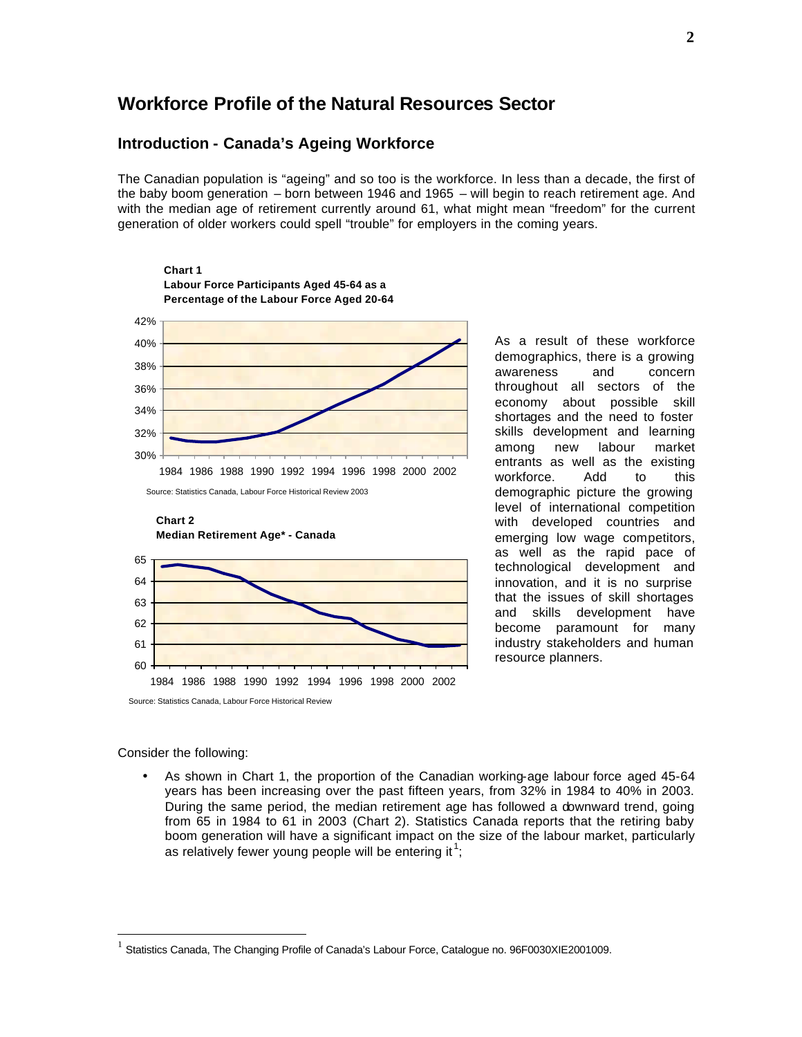# Workforce Profile of the Natural Resources Sector

## Introduction - Canada's Ageing Workforce

The Canadian population is "ageing" and so too is the workforce. In less than a decade, the first of the baby boom generation – born between 1946 and 1965 – will begin to reach retirement age. And with the median age of retirement currently around 61, what might mean "freedom" for the current generation of older workers could spell "trouble" for employers in the coming years.

**Chart 1**
**Labour Force Participants Aged 45-64 as a Percentage of the Labour Force Aged 20-64**

Source: Statistics Canada, Labour Force Historical Review 2003

**Chart 2**
**Median Retirement Age* - Canada**

Source: Statistics Canada, Labour Force Historical Review

As a result of these workforce demographics, there is a growing awareness and concern throughout all sectors of the economy about possible skill shortages and the need to foster skills development and learning among new labour market entrants as well as the existing workforce. Add to this demographic picture the growing level of international competition with developed countries and emerging low wage competitors, as well as the rapid pace of technological development and innovation, and it is no surprise that the issues of skill shortages and skills development have become paramount for many industry stakeholders and human resource planners.

Consider the following:

- As shown in Chart 1, the proportion of the Canadian working-age labour force aged 45-64 years has been increasing over the past fifteen years, from 32% in 1984 to 40% in 2003. During the same period, the median retirement age has followed a downward trend, going from 65 in 1984 to 61 in 2003 (Chart 2). Statistics Canada reports that the retiring baby boom generation will have a significant impact on the size of the labour market, particularly as relatively fewer young people will be entering it[1];

[1] Statistics Canada, The Changing Profile of Canada's Labour Force, Catalogue no. 96F0030XIE2001009.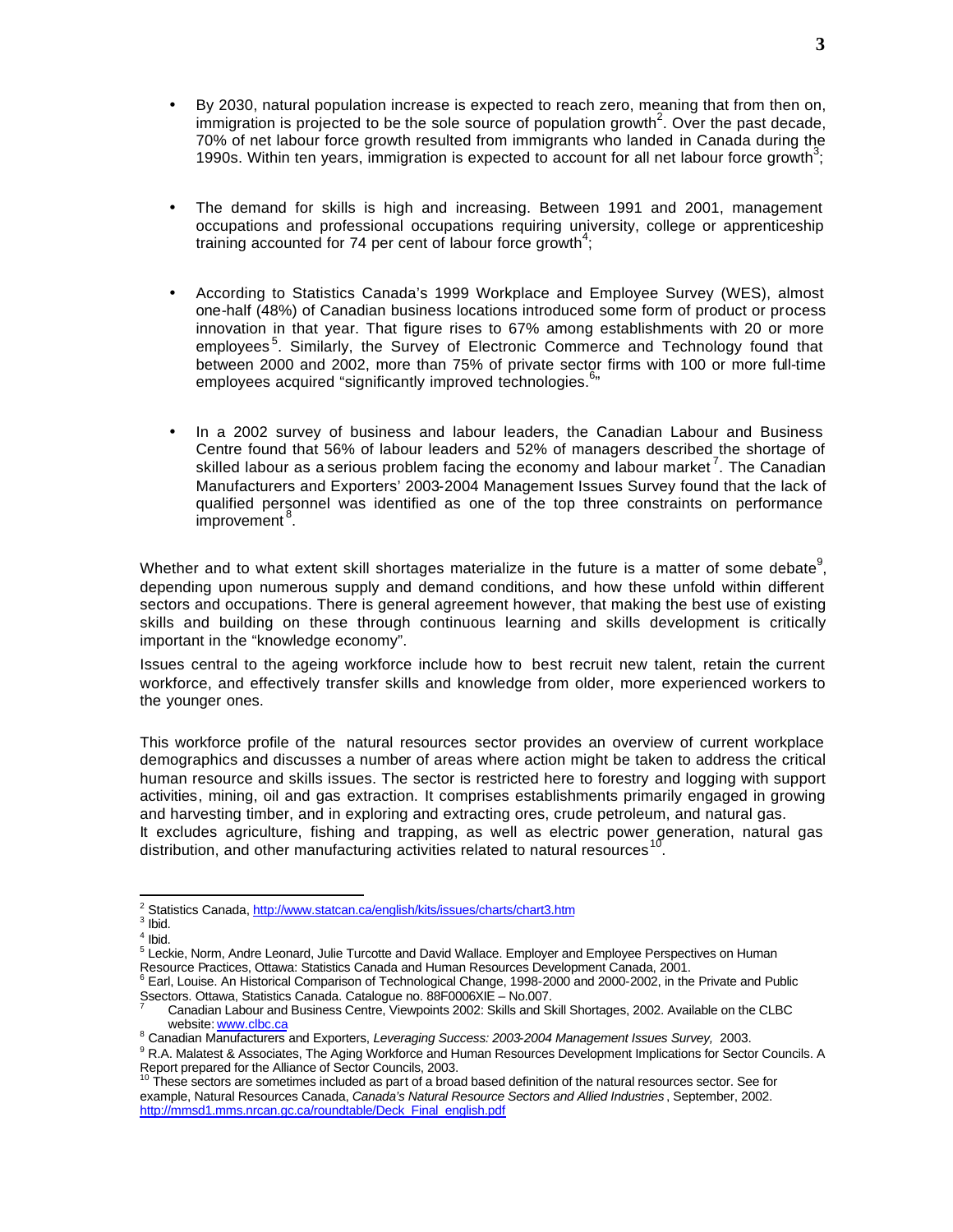- By 2030, natural population increase is expected to reach zero, meaning that from then on, immigration is projected to be the sole source of population growth[2]. Over the past decade, 70% of net labour force growth resulted from immigrants who landed in Canada during the 1990s. Within ten years, immigration is expected to account for all net labour force growth[3];

- The demand for skills is high and increasing. Between 1991 and 2001, management occupations and professional occupations requiring university, college or apprenticeship training accounted for 74 per cent of labour force growth[4];

- According to Statistics Canada's 1999 Workplace and Employee Survey (WES), almost one-half (48%) of Canadian business locations introduced some form of product or process innovation in that year. That figure rises to 67% among establishments with 20 or more employees[5]. Similarly, the Survey of Electronic Commerce and Technology found that between 2000 and 2002, more than 75% of private sector firms with 100 or more full-time employees acquired "significantly improved technologies.[6]"

- In a 2002 survey of business and labour leaders, the Canadian Labour and Business Centre found that 56% of labour leaders and 52% of managers described the shortage of skilled labour as a serious problem facing the economy and labour market[7]. The Canadian Manufacturers and Exporters' 2003-2004 Management Issues Survey found that the lack of qualified personnel was identified as one of the top three constraints on performance improvement[8].

Whether and to what extent skill shortages materialize in the future is a matter of some debate[9], depending upon numerous supply and demand conditions, and how these unfold within different sectors and occupations. There is general agreement however, that making the best use of existing skills and building on these through continuous learning and skills development is critically important in the "knowledge economy".

Issues central to the ageing workforce include how to best recruit new talent, retain the current workforce, and effectively transfer skills and knowledge from older, more experienced workers to the younger ones.

This workforce profile of the natural resources sector provides an overview of current workplace demographics and discusses a number of areas where action might be taken to address the critical human resource and skills issues. The sector is restricted here to forestry and logging with support activities, mining, oil and gas extraction. It comprises establishments primarily engaged in growing and harvesting timber, and in exploring and extracting ores, crude petroleum, and natural gas. It excludes agriculture, fishing and trapping, as well as electric power generation, natural gas distribution, and other manufacturing activities related to natural resources[10].

---

[2] Statistics Canada, http://www.statcan.ca/english/kits/issues/charts/chart3.htm

[3] Ibid.

[4] Ibid.

[5] Leckie, Norm, Andre Leonard, Julie Turcotte and David Wallace. Employer and Employee Perspectives on Human Resource Practices, Ottawa: Statistics Canada and Human Resources Development Canada, 2001.

[6] Earl, Louise. An Historical Comparison of Technological Change, 1998-2000 and 2000-2002, in the Private and Public Ssectors. Ottawa, Statistics Canada. Catalogue no. 88F0006XIE – No.007.

[7] Canadian Labour and Business Centre, Viewpoints 2002: Skills and Skill Shortages, 2002. Available on the CLBC website: www.clbc.ca

[8] Canadian Manufacturers and Exporters, *Leveraging Success: 2003-2004 Management Issues Survey,* 2003.

[9] R.A. Malatest & Associates, The Aging Workforce and Human Resources Development Implications for Sector Councils. A Report prepared for the Alliance of Sector Councils, 2003.

[10] These sectors are sometimes included as part of a broad based definition of the natural resources sector. See for example, Natural Resources Canada, *Canada's Natural Resource Sectors and Allied Industries*, September, 2002. http://mmsd1.mms.nrcan.gc.ca/roundtable/Deck_Final_english.pdf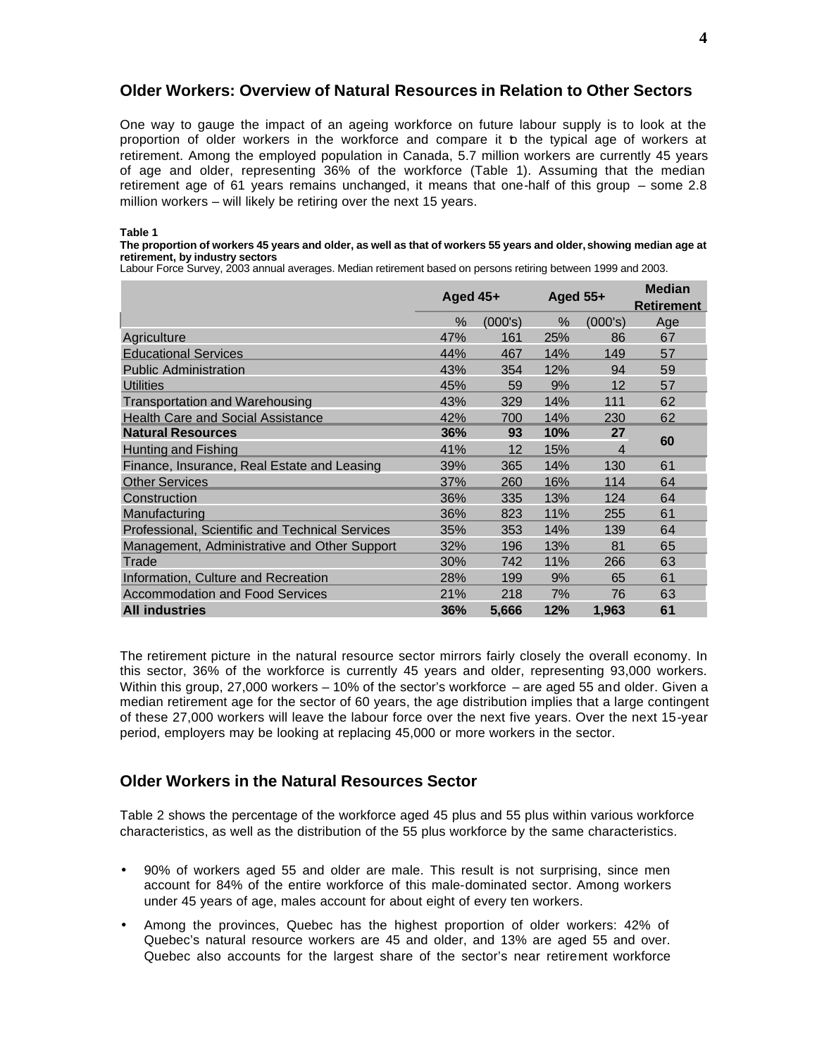## Older Workers: Overview of Natural Resources in Relation to Other Sectors

One way to gauge the impact of an ageing workforce on future labour supply is to look at the proportion of older workers in the workforce and compare it to the typical age of workers at retirement. Among the employed population in Canada, 5.7 million workers are currently 45 years of age and older, representing 36% of the workforce (Table 1). Assuming that the median retirement age of 61 years remains unchanged, it means that one-half of this group – some 2.8 million workers – will likely be retiring over the next 15 years.

**Table 1**

**The proportion of workers 45 years and older, as well as that of workers 55 years and older, showing median age at retirement, by industry sectors**

Labour Force Survey, 2003 annual averages. Median retirement based on persons retiring between 1999 and 2003.

| | Aged 45+ | | Aged 55+ | | Median Retirement |
|---|---|---|---|---|---|
| | % | (000's) | % | (000's) | Age |
| Agriculture | 47% | 161 | 25% | 86 | 67 |
| Educational Services | 44% | 467 | 14% | 149 | 57 |
| Public Administration | 43% | 354 | 12% | 94 | 59 |
| Utilities | 45% | 59 | 9% | 12 | 57 |
| Transportation and Warehousing | 43% | 329 | 14% | 111 | 62 |
| Health Care and Social Assistance | 42% | 700 | 14% | 230 | 62 |
| **Natural Resources** | **36%** | **93** | **10%** | **27** | **60** |
| Hunting and Fishing | 41% | 12 | 15% | 4 | |
| Finance, Insurance, Real Estate and Leasing | 39% | 365 | 14% | 130 | 61 |
| Other Services | 37% | 260 | 16% | 114 | 64 |
| Construction | 36% | 335 | 13% | 124 | 64 |
| Manufacturing | 36% | 823 | 11% | 255 | 61 |
| Professional, Scientific and Technical Services | 35% | 353 | 14% | 139 | 64 |
| Management, Administrative and Other Support | 32% | 196 | 13% | 81 | 65 |
| Trade | 30% | 742 | 11% | 266 | 63 |
| Information, Culture and Recreation | 28% | 199 | 9% | 65 | 61 |
| Accommodation and Food Services | 21% | 218 | 7% | 76 | 63 |
| **All industries** | **36%** | **5,666** | **12%** | **1,963** | **61** |

The retirement picture in the natural resource sector mirrors fairly closely the overall economy. In this sector, 36% of the workforce is currently 45 years and older, representing 93,000 workers. Within this group, 27,000 workers – 10% of the sector's workforce – are aged 55 and older. Given a median retirement age for the sector of 60 years, the age distribution implies that a large contingent of these 27,000 workers will leave the labour force over the next five years. Over the next 15-year period, employers may be looking at replacing 45,000 or more workers in the sector.

## Older Workers in the Natural Resources Sector

Table 2 shows the percentage of the workforce aged 45 plus and 55 plus within various workforce characteristics, as well as the distribution of the 55 plus workforce by the same characteristics.

- 90% of workers aged 55 and older are male. This result is not surprising, since men account for 84% of the entire workforce of this male-dominated sector. Among workers under 45 years of age, males account for about eight of every ten workers.
- Among the provinces, Quebec has the highest proportion of older workers: 42% of Quebec's natural resource workers are 45 and older, and 13% are aged 55 and over. Quebec also accounts for the largest share of the sector's near retirement workforce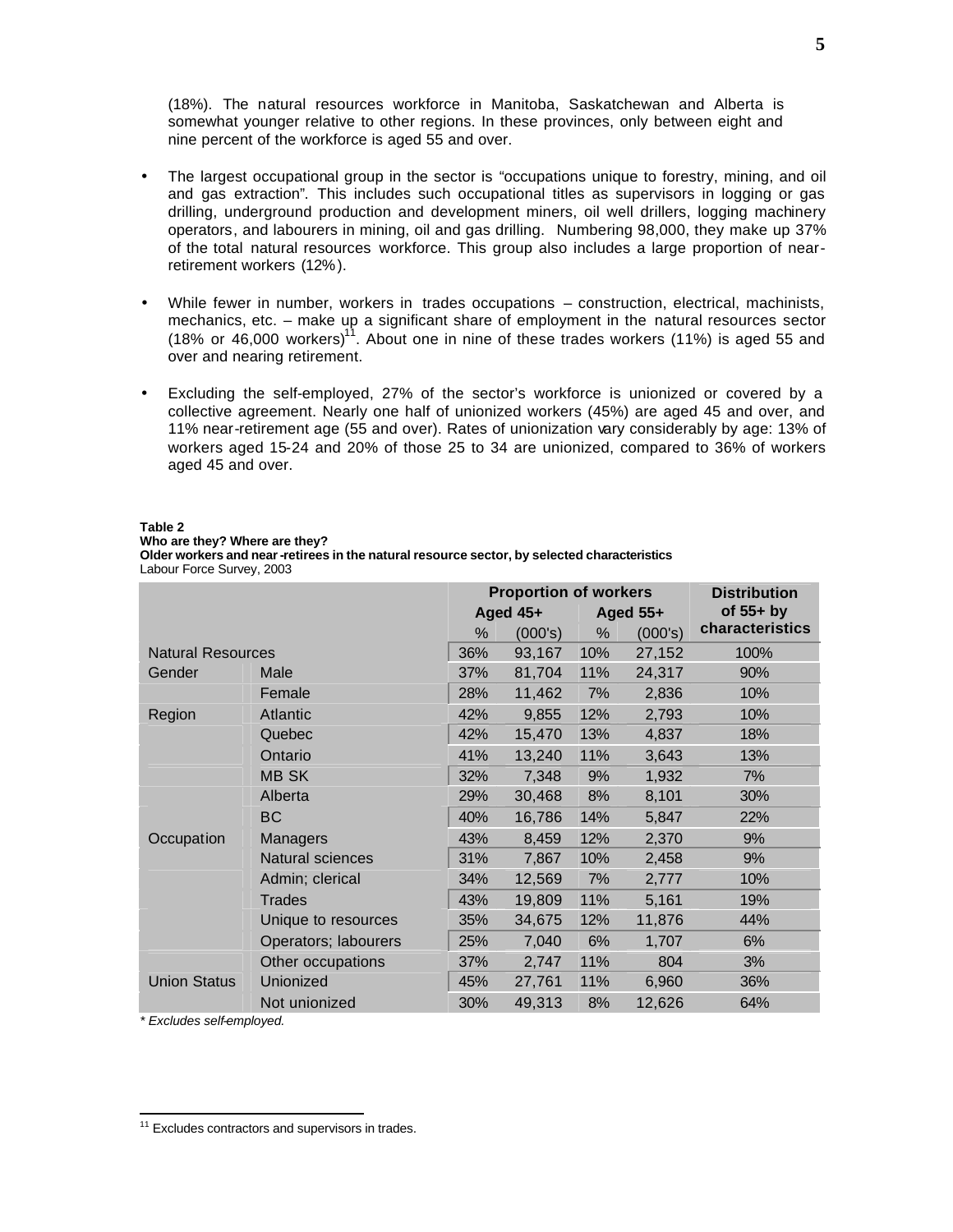(18%). The natural resources workforce in Manitoba, Saskatchewan and Alberta is somewhat younger relative to other regions. In these provinces, only between eight and nine percent of the workforce is aged 55 and over.

- The largest occupational group in the sector is "occupations unique to forestry, mining, and oil and gas extraction". This includes such occupational titles as supervisors in logging or gas drilling, underground production and development miners, oil well drillers, logging machinery operators, and labourers in mining, oil and gas drilling. Numbering 98,000, they make up 37% of the total natural resources workforce. This group also includes a large proportion of near-retirement workers (12%).

- While fewer in number, workers in trades occupations – construction, electrical, machinists, mechanics, etc. – make up a significant share of employment in the natural resources sector (18% or 46,000 workers)[11]. About one in nine of these trades workers (11%) is aged 55 and over and nearing retirement.

- Excluding the self-employed, 27% of the sector's workforce is unionized or covered by a collective agreement. Nearly one half of unionized workers (45%) are aged 45 and over, and 11% near-retirement age (55 and over). Rates of unionization vary considerably by age: 13% of workers aged 15-24 and 20% of those 25 to 34 are unionized, compared to 36% of workers aged 45 and over.

**Table 2**
**Who are they? Where are they?**
**Older workers and near-retirees in the natural resource sector, by selected characteristics**
Labour Force Survey, 2003

| | | Proportion of workers | | | | Distribution of 55+ by characteristics |
|---|---|---|---|---|---|---|
| | | Aged 45+ | | Aged 55+ | | |
| | | % | (000's) | % | (000's) | |
| Natural Resources | | 36% | 93,167 | 10% | 27,152 | 100% |
| Gender | Male | 37% | 81,704 | 11% | 24,317 | 90% |
| | Female | 28% | 11,462 | 7% | 2,836 | 10% |
| Region | Atlantic | 42% | 9,855 | 12% | 2,793 | 10% |
| | Quebec | 42% | 15,470 | 13% | 4,837 | 18% |
| | Ontario | 41% | 13,240 | 11% | 3,643 | 13% |
| | MB SK | 32% | 7,348 | 9% | 1,932 | 7% |
| | Alberta | 29% | 30,468 | 8% | 8,101 | 30% |
| | BC | 40% | 16,786 | 14% | 5,847 | 22% |
| Occupation | Managers | 43% | 8,459 | 12% | 2,370 | 9% |
| | Natural sciences | 31% | 7,867 | 10% | 2,458 | 9% |
| | Admin; clerical | 34% | 12,569 | 7% | 2,777 | 10% |
| | Trades | 43% | 19,809 | 11% | 5,161 | 19% |
| | Unique to resources | 35% | 34,675 | 12% | 11,876 | 44% |
| | Operators; labourers | 25% | 7,040 | 6% | 1,707 | 6% |
| | Other occupations | 37% | 2,747 | 11% | 804 | 3% |
| Union Status | Unionized | 45% | 27,761 | 11% | 6,960 | 36% |
| | Not unionized | 30% | 49,313 | 8% | 12,626 | 64% |

*\* Excludes self-employed.*

[11] Excludes contractors and supervisors in trades.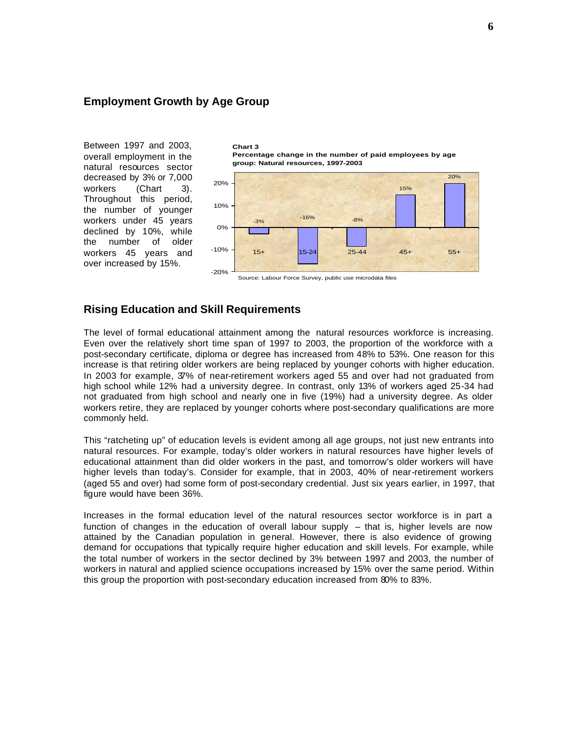## Employment Growth by Age Group

Between 1997 and 2003, overall employment in the natural resources sector decreased by 3% or 7,000 workers (Chart 3). Throughout this period, the number of younger workers under 45 years declined by 10%, while the number of older workers 45 years and over increased by 15%.

**Chart 3**
**Percentage change in the number of paid employees by age group: Natural resources, 1997-2003**

| Age group | Percentage change |
|---|---|
| 15+ | -3% |
| 15-24 | -16% |
| 25-44 | -8% |
| 45+ | 15% |
| 55+ | 20% |

Source: Labour Force Survey, public use microdata files

## Rising Education and Skill Requirements

The level of formal educational attainment among the natural resources workforce is increasing. Even over the relatively short time span of 1997 to 2003, the proportion of the workforce with a post-secondary certificate, diploma or degree has increased from 48% to 53%. One reason for this increase is that retiring older workers are being replaced by younger cohorts with higher education. In 2003 for example, 37% of near-retirement workers aged 55 and over had not graduated from high school while 12% had a university degree. In contrast, only 13% of workers aged 25-34 had not graduated from high school and nearly one in five (19%) had a university degree. As older workers retire, they are replaced by younger cohorts where post-secondary qualifications are more commonly held.

This "ratcheting up" of education levels is evident among all age groups, not just new entrants into natural resources. For example, today's older workers in natural resources have higher levels of educational attainment than did older workers in the past, and tomorrow's older workers will have higher levels than today's. Consider for example, that in 2003, 40% of near-retirement workers (aged 55 and over) had some form of post-secondary credential. Just six years earlier, in 1997, that figure would have been 36%.

Increases in the formal education level of the natural resources sector workforce is in part a function of changes in the education of overall labour supply – that is, higher levels are now attained by the Canadian population in general. However, there is also evidence of growing demand for occupations that typically require higher education and skill levels. For example, while the total number of workers in the sector declined by 3% between 1997 and 2003, the number of workers in natural and applied science occupations increased by 15% over the same period. Within this group the proportion with post-secondary education increased from 80% to 83%.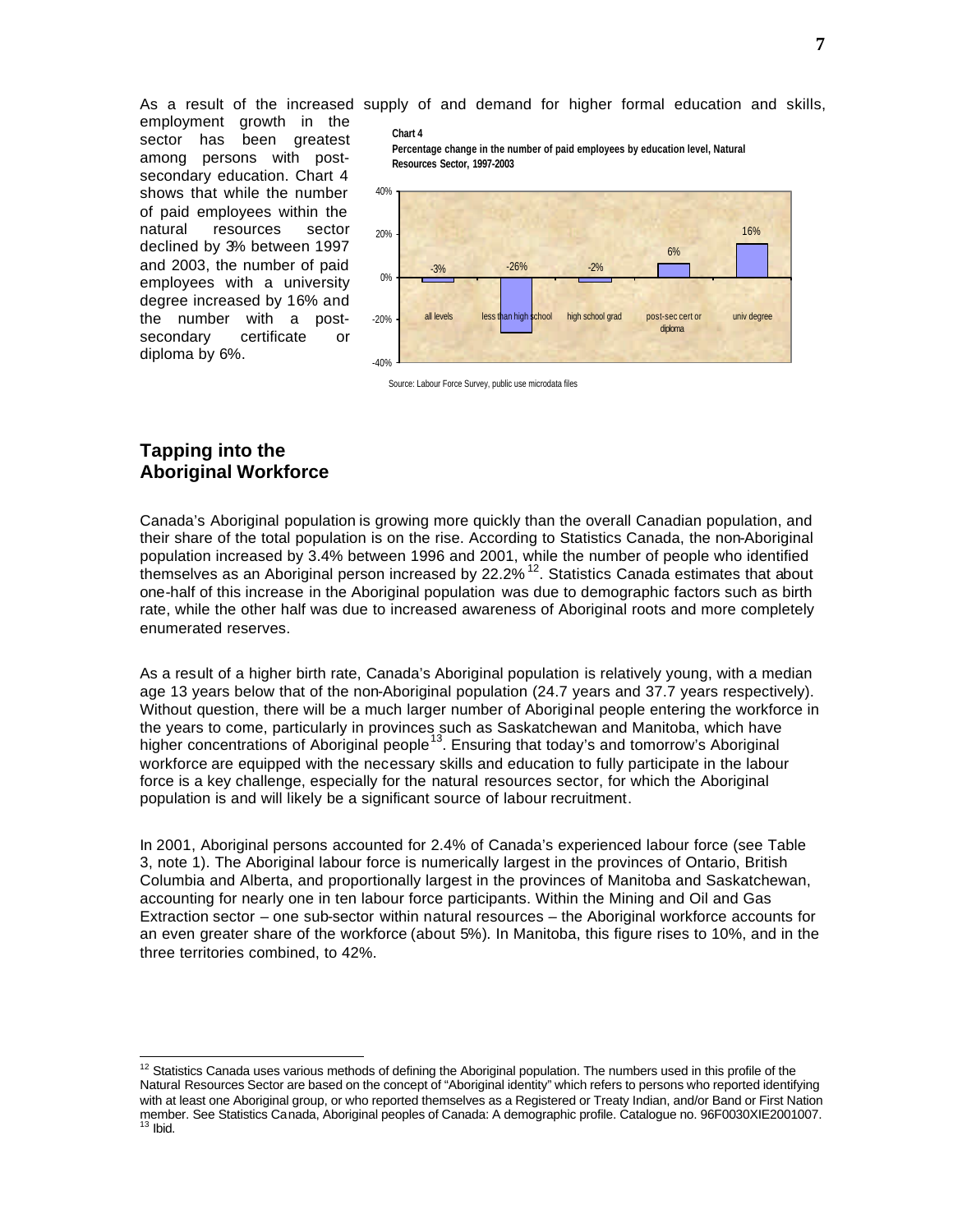As a result of the increased supply of and demand for higher formal education and skills, employment growth in the sector has been greatest among persons with post-secondary education. Chart 4 shows that while the number of paid employees within the natural resources sector declined by 3% between 1997 and 2003, the number of paid employees with a university degree increased by 16% and the number with a post-secondary certificate or diploma by 6%.

**Chart 4**

**Percentage change in the number of paid employees by education level, Natural Resources Sector, 1997-2003**

| Education level | Percentage change |
|---|---|
| all levels | -3% |
| less than high school | -26% |
| high school grad | -2% |
| post-sec cert or diploma | 6% |
| univ degree | 16% |

Source: Labour Force Survey, public use microdata files

## Tapping into the Aboriginal Workforce

Canada's Aboriginal population is growing more quickly than the overall Canadian population, and their share of the total population is on the rise. According to Statistics Canada, the non-Aboriginal population increased by 3.4% between 1996 and 2001, while the number of people who identified themselves as an Aboriginal person increased by 22.2%[12]. Statistics Canada estimates that about one-half of this increase in the Aboriginal population was due to demographic factors such as birth rate, while the other half was due to increased awareness of Aboriginal roots and more completely enumerated reserves.

As a result of a higher birth rate, Canada's Aboriginal population is relatively young, with a median age 13 years below that of the non-Aboriginal population (24.7 years and 37.7 years respectively). Without question, there will be a much larger number of Aboriginal people entering the workforce in the years to come, particularly in provinces such as Saskatchewan and Manitoba, which have higher concentrations of Aboriginal people[13]. Ensuring that today's and tomorrow's Aboriginal workforce are equipped with the necessary skills and education to fully participate in the labour force is a key challenge, especially for the natural resources sector, for which the Aboriginal population is and will likely be a significant source of labour recruitment.

In 2001, Aboriginal persons accounted for 2.4% of Canada's experienced labour force (see Table 3, note 1). The Aboriginal labour force is numerically largest in the provinces of Ontario, British Columbia and Alberta, and proportionally largest in the provinces of Manitoba and Saskatchewan, accounting for nearly one in ten labour force participants. Within the Mining and Oil and Gas Extraction sector – one sub-sector within natural resources – the Aboriginal workforce accounts for an even greater share of the workforce (about 5%). In Manitoba, this figure rises to 10%, and in the three territories combined, to 42%.

---

[12] Statistics Canada uses various methods of defining the Aboriginal population. The numbers used in this profile of the Natural Resources Sector are based on the concept of "Aboriginal identity" which refers to persons who reported identifying with at least one Aboriginal group, or who reported themselves as a Registered or Treaty Indian, and/or Band or First Nation member. See Statistics Canada, Aboriginal peoples of Canada: A demographic profile. Catalogue no. 96F0030XIE2001007.

[13] Ibid.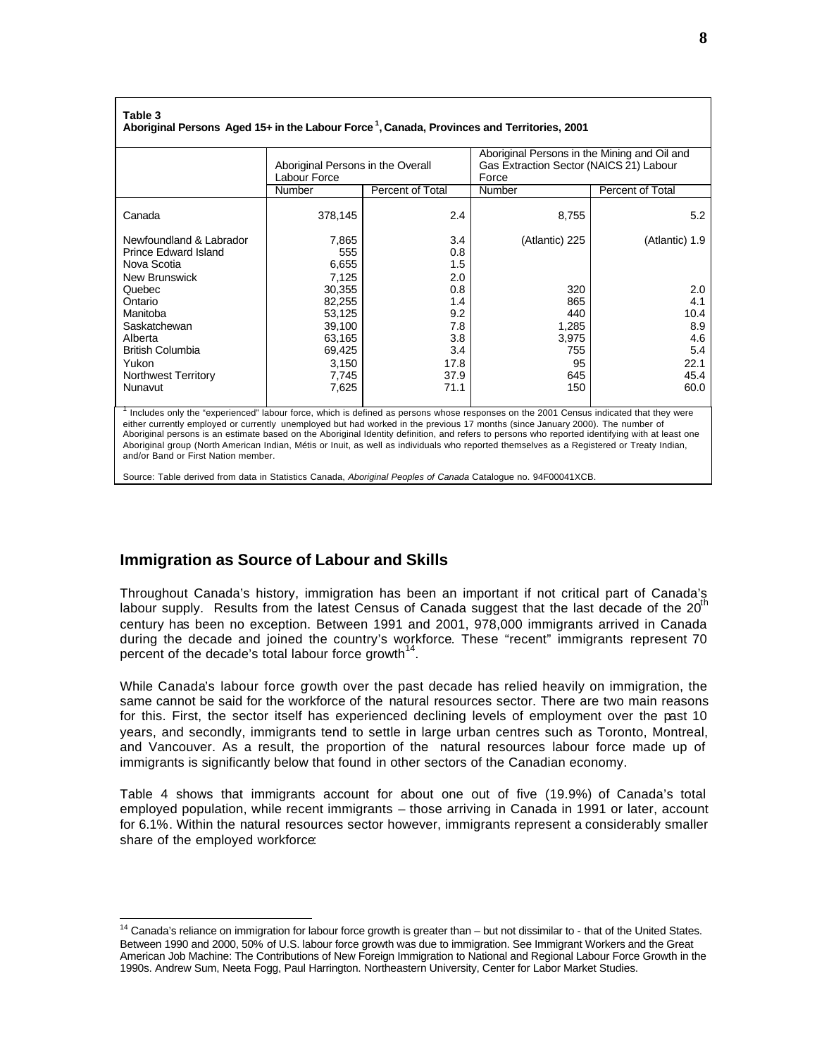**Table 3**
**Aboriginal Persons Aged 15+ in the Labour Force [1], Canada, Provinces and Territories, 2001**

| | Aboriginal Persons in the Overall Labour Force | | Aboriginal Persons in the Mining and Oil and Gas Extraction Sector (NAICS 21) Labour Force | |
|---|---|---|---|---|
| | Number | Percent of Total | Number | Percent of Total |
| Canada | 378,145 | 2.4 | 8,755 | 5.2 |
| Newfoundland & Labrador | 7,865 | 3.4 | (Atlantic) 225 | (Atlantic) 1.9 |
| Prince Edward Island | 555 | 0.8 | | |
| Nova Scotia | 6,655 | 1.5 | | |
| New Brunswick | 7,125 | 2.0 | | |
| Quebec | 30,355 | 0.8 | 320 | 2.0 |
| Ontario | 82,255 | 1.4 | 865 | 4.1 |
| Manitoba | 53,125 | 9.2 | 440 | 10.4 |
| Saskatchewan | 39,100 | 7.8 | 1,285 | 8.9 |
| Alberta | 63,165 | 3.8 | 3,975 | 4.6 |
| British Columbia | 69,425 | 3.4 | 755 | 5.4 |
| Yukon | 3,150 | 17.8 | 95 | 22.1 |
| Northwest Territory | 7,745 | 37.9 | 645 | 45.4 |
| Nunavut | 7,625 | 71.1 | 150 | 60.0 |

[1] Includes only the "experienced" labour force, which is defined as persons whose responses on the 2001 Census indicated that they were either currently employed or currently unemployed but had worked in the previous 17 months (since January 2000). The number of Aboriginal persons is an estimate based on the Aboriginal Identity definition, and refers to persons who reported identifying with at least one Aboriginal group (North American Indian, Métis or Inuit, as well as individuals who reported themselves as a Registered or Treaty Indian, and/or Band or First Nation member.

Source: Table derived from data in Statistics Canada, *Aboriginal Peoples of Canada* Catalogue no. 94F00041XCB.

## Immigration as Source of Labour and Skills

Throughout Canada's history, immigration has been an important if not critical part of Canada's labour supply. Results from the latest Census of Canada suggest that the last decade of the 20th century has been no exception. Between 1991 and 2001, 978,000 immigrants arrived in Canada during the decade and joined the country's workforce. These "recent" immigrants represent 70 percent of the decade's total labour force growth[14].

While Canada's labour force growth over the past decade has relied heavily on immigration, the same cannot be said for the workforce of the natural resources sector. There are two main reasons for this. First, the sector itself has experienced declining levels of employment over the past 10 years, and secondly, immigrants tend to settle in large urban centres such as Toronto, Montreal, and Vancouver. As a result, the proportion of the natural resources labour force made up of immigrants is significantly below that found in other sectors of the Canadian economy.

Table 4 shows that immigrants account for about one out of five (19.9%) of Canada's total employed population, while recent immigrants – those arriving in Canada in 1991 or later, account for 6.1%. Within the natural resources sector however, immigrants represent a considerably smaller share of the employed workforce:

[14] Canada's reliance on immigration for labour force growth is greater than – but not dissimilar to - that of the United States. Between 1990 and 2000, 50% of U.S. labour force growth was due to immigration. See Immigrant Workers and the Great American Job Machine: The Contributions of New Foreign Immigration to National and Regional Labour Force Growth in the 1990s. Andrew Sum, Neeta Fogg, Paul Harrington. Northeastern University, Center for Labor Market Studies.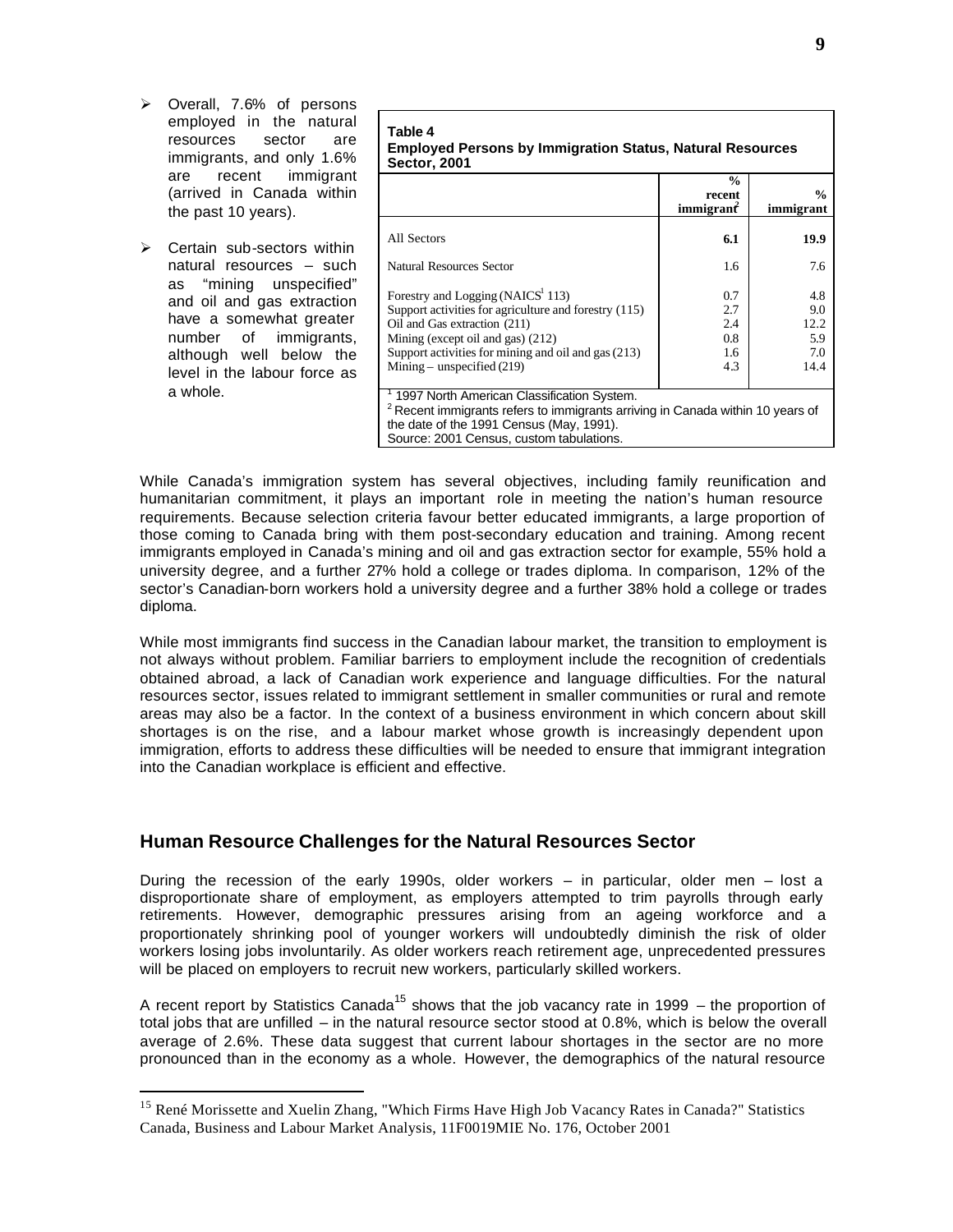- Overall, 7.6% of persons employed in the natural resources sector are immigrants, and only 1.6% are recent immigrant (arrived in Canada within the past 10 years).
- Certain sub-sectors within natural resources – such as "mining unspecified" and oil and gas extraction have a somewhat greater number of immigrants, although well below the level in the labour force as a whole.

**Table 4**
**Employed Persons by Immigration Status, Natural Resources Sector, 2001**

| | % recent immigrant[2] | % immigrant |
|---|---|---|
| All Sectors | **6.1** | **19.9** |
| Natural Resources Sector | 1.6 | 7.6 |
| Forestry and Logging (NAICS[1] 113) | 0.7 | 4.8 |
| Support activities for agriculture and forestry (115) | 2.7 | 9.0 |
| Oil and Gas extraction (211) | 2.4 | 12.2 |
| Mining (except oil and gas) (212) | 0.8 | 5.9 |
| Support activities for mining and oil and gas (213) | 1.6 | 7.0 |
| Mining – unspecified (219) | 4.3 | 14.4 |

[1] 1997 North American Classification System.
[2] Recent immigrants refers to immigrants arriving in Canada within 10 years of the date of the 1991 Census (May, 1991).
Source: 2001 Census, custom tabulations.

While Canada's immigration system has several objectives, including family reunification and humanitarian commitment, it plays an important role in meeting the nation's human resource requirements. Because selection criteria favour better educated immigrants, a large proportion of those coming to Canada bring with them post-secondary education and training. Among recent immigrants employed in Canada's mining and oil and gas extraction sector for example, 55% hold a university degree, and a further 27% hold a college or trades diploma. In comparison, 12% of the sector's Canadian-born workers hold a university degree and a further 38% hold a college or trades diploma.

While most immigrants find success in the Canadian labour market, the transition to employment is not always without problem. Familiar barriers to employment include the recognition of credentials obtained abroad, a lack of Canadian work experience and language difficulties. For the natural resources sector, issues related to immigrant settlement in smaller communities or rural and remote areas may also be a factor. In the context of a business environment in which concern about skill shortages is on the rise, and a labour market whose growth is increasingly dependent upon immigration, efforts to address these difficulties will be needed to ensure that immigrant integration into the Canadian workplace is efficient and effective.

## Human Resource Challenges for the Natural Resources Sector

During the recession of the early 1990s, older workers – in particular, older men – lost a disproportionate share of employment, as employers attempted to trim payrolls through early retirements. However, demographic pressures arising from an ageing workforce and a proportionately shrinking pool of younger workers will undoubtedly diminish the risk of older workers losing jobs involuntarily. As older workers reach retirement age, unprecedented pressures will be placed on employers to recruit new workers, particularly skilled workers.

A recent report by Statistics Canada[15] shows that the job vacancy rate in 1999 – the proportion of total jobs that are unfilled – in the natural resource sector stood at 0.8%, which is below the overall average of 2.6%. These data suggest that current labour shortages in the sector are no more pronounced than in the economy as a whole. However, the demographics of the natural resource

[15] René Morissette and Xuelin Zhang, "Which Firms Have High Job Vacancy Rates in Canada?" Statistics Canada, Business and Labour Market Analysis, 11F0019MIE No. 176, October 2001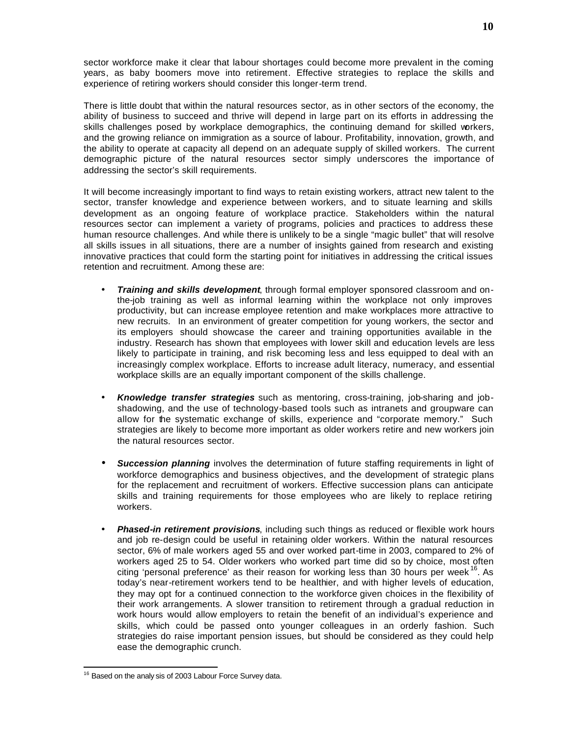sector workforce make it clear that labour shortages could become more prevalent in the coming years, as baby boomers move into retirement. Effective strategies to replace the skills and experience of retiring workers should consider this longer-term trend.

There is little doubt that within the natural resources sector, as in other sectors of the economy, the ability of business to succeed and thrive will depend in large part on its efforts in addressing the skills challenges posed by workplace demographics, the continuing demand for skilled workers, and the growing reliance on immigration as a source of labour. Profitability, innovation, growth, and the ability to operate at capacity all depend on an adequate supply of skilled workers. The current demographic picture of the natural resources sector simply underscores the importance of addressing the sector's skill requirements.

It will become increasingly important to find ways to retain existing workers, attract new talent to the sector, transfer knowledge and experience between workers, and to situate learning and skills development as an ongoing feature of workplace practice. Stakeholders within the natural resources sector can implement a variety of programs, policies and practices to address these human resource challenges. And while there is unlikely to be a single "magic bullet" that will resolve all skills issues in all situations, there are a number of insights gained from research and existing innovative practices that could form the starting point for initiatives in addressing the critical issues retention and recruitment. Among these are:

- ***Training and skills development***, through formal employer sponsored classroom and on-the-job training as well as informal learning within the workplace not only improves productivity, but can increase employee retention and make workplaces more attractive to new recruits. In an environment of greater competition for young workers, the sector and its employers should showcase the career and training opportunities available in the industry. Research has shown that employees with lower skill and education levels are less likely to participate in training, and risk becoming less and less equipped to deal with an increasingly complex workplace. Efforts to increase adult literacy, numeracy, and essential workplace skills are an equally important component of the skills challenge.

- ***Knowledge transfer strategies*** such as mentoring, cross-training, job-sharing and job-shadowing, and the use of technology-based tools such as intranets and groupware can allow for the systematic exchange of skills, experience and "corporate memory." Such strategies are likely to become more important as older workers retire and new workers join the natural resources sector.

- ***Succession planning*** involves the determination of future staffing requirements in light of workforce demographics and business objectives, and the development of strategic plans for the replacement and recruitment of workers. Effective succession plans can anticipate skills and training requirements for those employees who are likely to replace retiring workers.

- ***Phased-in retirement provisions***, including such things as reduced or flexible work hours and job re-design could be useful in retaining older workers. Within the natural resources sector, 6% of male workers aged 55 and over worked part-time in 2003, compared to 2% of workers aged 25 to 54. Older workers who worked part time did so by choice, most often citing 'personal preference' as their reason for working less than 30 hours per week[16]. As today's near-retirement workers tend to be healthier, and with higher levels of education, they may opt for a continued connection to the workforce given choices in the flexibility of their work arrangements. A slower transition to retirement through a gradual reduction in work hours would allow employers to retain the benefit of an individual's experience and skills, which could be passed onto younger colleagues in an orderly fashion. Such strategies do raise important pension issues, but should be considered as they could help ease the demographic crunch.

[16] Based on the analysis of 2003 Labour Force Survey data.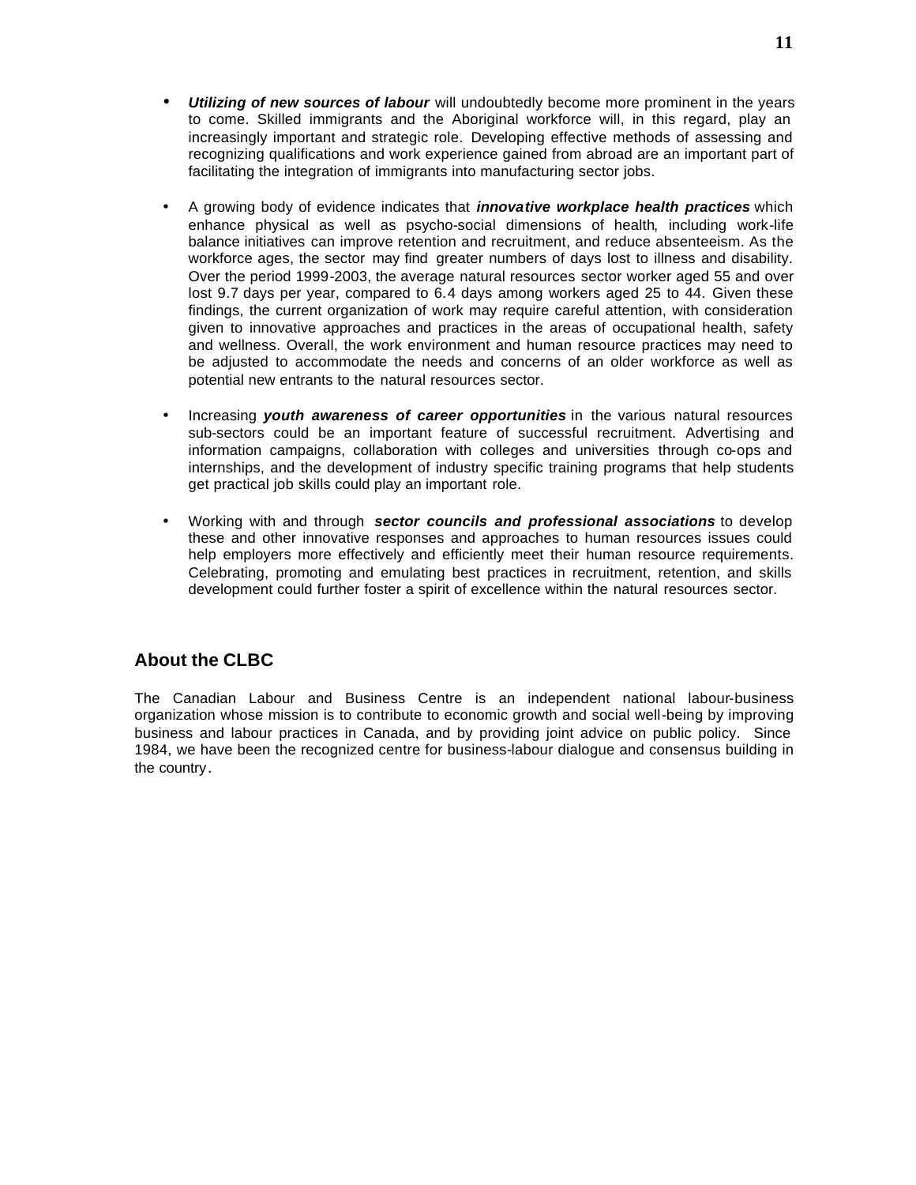- ***Utilizing of new sources of labour*** will undoubtedly become more prominent in the years to come. Skilled immigrants and the Aboriginal workforce will, in this regard, play an increasingly important and strategic role. Developing effective methods of assessing and recognizing qualifications and work experience gained from abroad are an important part of facilitating the integration of immigrants into manufacturing sector jobs.

- A growing body of evidence indicates that ***innovative workplace health practices*** which enhance physical as well as psycho-social dimensions of health, including work-life balance initiatives can improve retention and recruitment, and reduce absenteeism. As the workforce ages, the sector may find greater numbers of days lost to illness and disability. Over the period 1999-2003, the average natural resources sector worker aged 55 and over lost 9.7 days per year, compared to 6.4 days among workers aged 25 to 44. Given these findings, the current organization of work may require careful attention, with consideration given to innovative approaches and practices in the areas of occupational health, safety and wellness. Overall, the work environment and human resource practices may need to be adjusted to accommodate the needs and concerns of an older workforce as well as potential new entrants to the natural resources sector.

- Increasing ***youth awareness of career opportunities*** in the various natural resources sub-sectors could be an important feature of successful recruitment. Advertising and information campaigns, collaboration with colleges and universities through co-ops and internships, and the development of industry specific training programs that help students get practical job skills could play an important role.

- Working with and through ***sector councils and professional associations*** to develop these and other innovative responses and approaches to human resources issues could help employers more effectively and efficiently meet their human resource requirements. Celebrating, promoting and emulating best practices in recruitment, retention, and skills development could further foster a spirit of excellence within the natural resources sector.

## About the CLBC

The Canadian Labour and Business Centre is an independent national labour-business organization whose mission is to contribute to economic growth and social well-being by improving business and labour practices in Canada, and by providing joint advice on public policy. Since 1984, we have been the recognized centre for business-labour dialogue and consensus building in the country.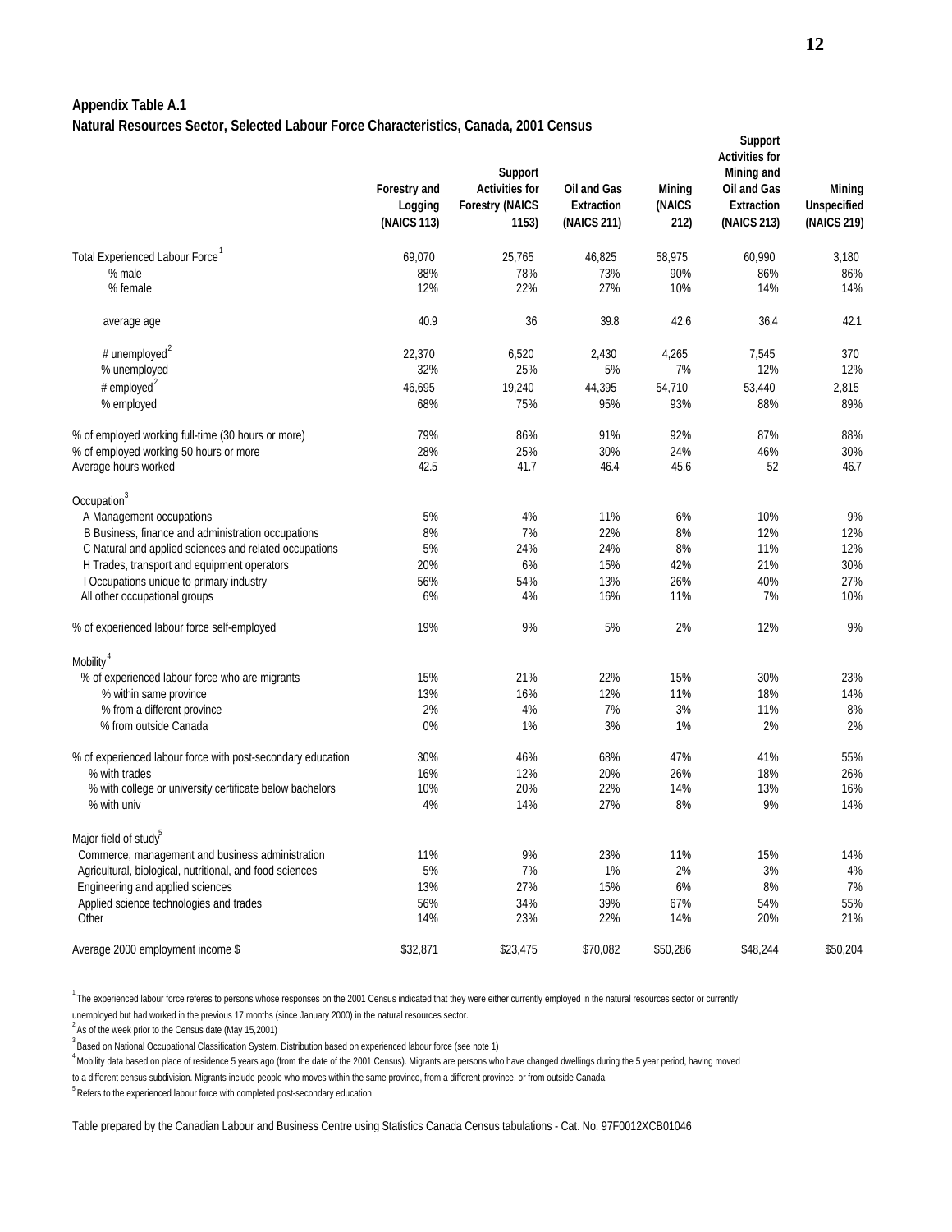**Appendix Table A.1**
**Natural Resources Sector, Selected Labour Force Characteristics, Canada, 2001 Census**

| | Forestry and Logging (NAICS 113) | Support Activities for Forestry (NAICS 1153) | Oil and Gas Extraction (NAICS 211) | Mining (NAICS 212) | Support Activities for Mining and Oil and Gas Extraction (NAICS 213) | Mining Unspecified (NAICS 219) |
|---|---|---|---|---|---|---|
| Total Experienced Labour Force[1] | 69,070 | 25,765 | 46,825 | 58,975 | 60,990 | 3,180 |
| % male | 88% | 78% | 73% | 90% | 86% | 86% |
| % female | 12% | 22% | 27% | 10% | 14% | 14% |
| average age | 40.9 | 36 | 39.8 | 42.6 | 36.4 | 42.1 |
| # unemployed[2] | 22,370 | 6,520 | 2,430 | 4,265 | 7,545 | 370 |
| % unemployed | 32% | 25% | 5% | 7% | 12% | 12% |
| # employed[2] | 46,695 | 19,240 | 44,395 | 54,710 | 53,440 | 2,815 |
| % employed | 68% | 75% | 95% | 93% | 88% | 89% |
| % of employed working full-time (30 hours or more) | 79% | 86% | 91% | 92% | 87% | 88% |
| % of employed working 50 hours or more | 28% | 25% | 30% | 24% | 46% | 30% |
| Average hours worked | 42.5 | 41.7 | 46.4 | 45.6 | 52 | 46.7 |
| Occupation[3] | | | | | | |
| A Management occupations | 5% | 4% | 11% | 6% | 10% | 9% |
| B Business, finance and administration occupations | 8% | 7% | 22% | 8% | 12% | 12% |
| C Natural and applied sciences and related occupations | 5% | 24% | 24% | 8% | 11% | 12% |
| H Trades, transport and equipment operators | 20% | 6% | 15% | 42% | 21% | 30% |
| I Occupations unique to primary industry | 56% | 54% | 13% | 26% | 40% | 27% |
| All other occupational groups | 6% | 4% | 16% | 11% | 7% | 10% |
| % of experienced labour force self-employed | 19% | 9% | 5% | 2% | 12% | 9% |
| Mobility[4] | | | | | | |
| % of experienced labour force who are migrants | 15% | 21% | 22% | 15% | 30% | 23% |
| % within same province | 13% | 16% | 12% | 11% | 18% | 14% |
| % from a different province | 2% | 4% | 7% | 3% | 11% | 8% |
| % from outside Canada | 0% | 1% | 3% | 1% | 2% | 2% |
| % of experienced labour force with post-secondary education | 30% | 46% | 68% | 47% | 41% | 55% |
| % with trades | 16% | 12% | 20% | 26% | 18% | 26% |
| % with college or university certificate below bachelors | 10% | 20% | 22% | 14% | 13% | 16% |
| % with univ | 4% | 14% | 27% | 8% | 9% | 14% |
| Major field of study[5] | | | | | | |
| Commerce, management and business administration | 11% | 9% | 23% | 11% | 15% | 14% |
| Agricultural, biological, nutritional, and food sciences | 5% | 7% | 1% | 2% | 3% | 4% |
| Engineering and applied sciences | 13% | 27% | 15% | 6% | 8% | 7% |
| Applied science technologies and trades | 56% | 34% | 39% | 67% | 54% | 55% |
| Other | 14% | 23% | 22% | 14% | 20% | 21% |
| Average 2000 employment income $ | $32,871 | $23,475 | $70,082 | $50,286 | $48,244 | $50,204 |

[1] The experienced labour force referes to persons whose responses on the 2001 Census indicated that they were either currently employed in the natural resources sector or currently unemployed but had worked in the previous 17 months (since January 2000) in the natural resources sector.

[2] As of the week prior to the Census date (May 15,2001)

[3] Based on National Occupational Classification System. Distribution based on experienced labour force (see note 1)

[4] Mobility data based on place of residence 5 years ago (from the date of the 2001 Census). Migrants are persons who have changed dwellings during the 5 year period, having moved to a different census subdivision. Migrants include people who moves within the same province, from a different province, or from outside Canada.

[5] Refers to the experienced labour force with completed post-secondary education

Table prepared by the Canadian Labour and Business Centre using Statistics Canada Census tabulations - Cat. No. 97F0012XCB01046